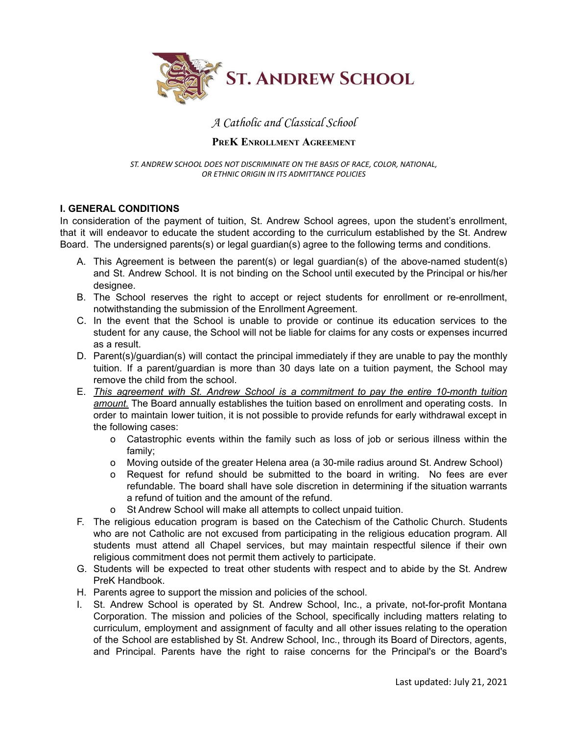# ST. ANDREW SCHOOL

*A Catholic and Classical School*

## PreK Enrollment Agreement

*ST. ANDREW SCHOOL DOES NOT DISCRIMINATE ON THE BASIS OF RACE, COLOR, NATIONAL, OR ETHNIC ORIGIN IN ITS ADMITTANCE POLICIES*

### I. GENERAL CONDITIONS

In consideration of the payment of tuition, St. Andrew School agrees, upon the student's enrollment, that it will endeavor to educate the student according to the curriculum established by the St. Andrew Board. The undersigned parents(s) or legal guardian(s) agree to the following terms and conditions.

A. This Agreement is between the parent(s) or legal guardian(s) of the above-named student(s) and St. Andrew School. It is not binding on the School until executed by the Principal or his/her designee.
B. The School reserves the right to accept or reject students for enrollment or re-enrollment, notwithstanding the submission of the Enrollment Agreement.
C. In the event that the School is unable to provide or continue its education services to the student for any cause, the School will not be liable for claims for any costs or expenses incurred as a result.
D. Parent(s)/guardian(s) will contact the principal immediately if they are unable to pay the monthly tuition. If a parent/guardian is more than 30 days late on a tuition payment, the School may remove the child from the school.
E. *<u>This agreement with St. Andrew School is a commitment to pay the entire 10-month tuition amount.</u>* The Board annually establishes the tuition based on enrollment and operating costs. In order to maintain lower tuition, it is not possible to provide refunds for early withdrawal except in the following cases:
   - Catastrophic events within the family such as loss of job or serious illness within the family;
   - Moving outside of the greater Helena area (a 30-mile radius around St. Andrew School)
   - Request for refund should be submitted to the board in writing. No fees are ever refundable. The board shall have sole discretion in determining if the situation warrants a refund of tuition and the amount of the refund.
   - St Andrew School will make all attempts to collect unpaid tuition.
F. The religious education program is based on the Catechism of the Catholic Church. Students who are not Catholic are not excused from participating in the religious education program. All students must attend all Chapel services, but may maintain respectful silence if their own religious commitment does not permit them actively to participate.
G. Students will be expected to treat other students with respect and to abide by the St. Andrew PreK Handbook.
H. Parents agree to support the mission and policies of the school.
I. St. Andrew School is operated by St. Andrew School, Inc., a private, not-for-profit Montana Corporation. The mission and policies of the School, specifically including matters relating to curriculum, employment and assignment of faculty and all other issues relating to the operation of the School are established by St. Andrew School, Inc., through its Board of Directors, agents, and Principal. Parents have the right to raise concerns for the Principal's or the Board's

Last updated: July 21, 2021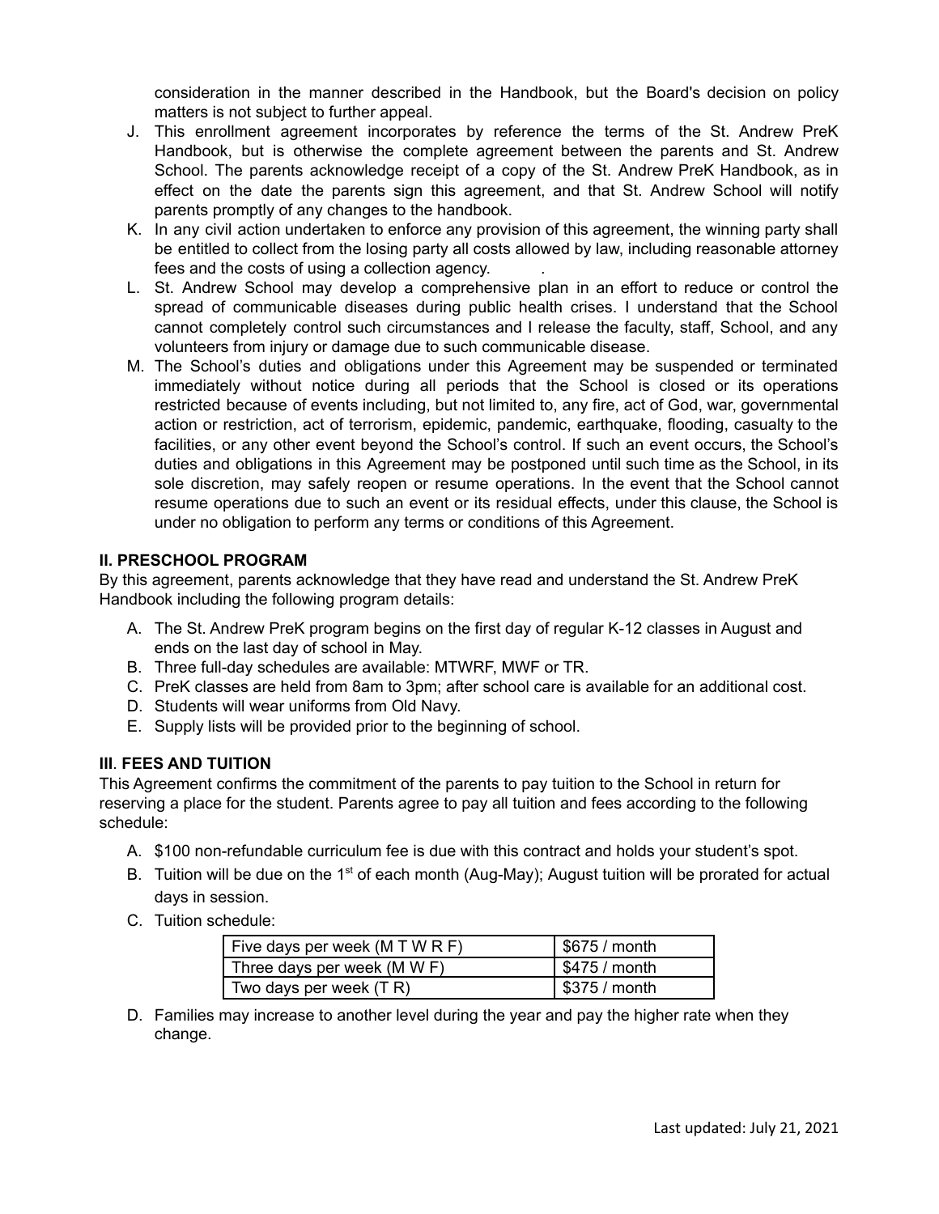consideration in the manner described in the Handbook, but the Board's decision on policy matters is not subject to further appeal.

J. This enrollment agreement incorporates by reference the terms of the St. Andrew PreK Handbook, but is otherwise the complete agreement between the parents and St. Andrew School. The parents acknowledge receipt of a copy of the St. Andrew PreK Handbook, as in effect on the date the parents sign this agreement, and that St. Andrew School will notify parents promptly of any changes to the handbook.
K. In any civil action undertaken to enforce any provision of this agreement, the winning party shall be entitled to collect from the losing party all costs allowed by law, including reasonable attorney fees and the costs of using a collection agency.
L. St. Andrew School may develop a comprehensive plan in an effort to reduce or control the spread of communicable diseases during public health crises. I understand that the School cannot completely control such circumstances and I release the faculty, staff, School, and any volunteers from injury or damage due to such communicable disease.
M. The School's duties and obligations under this Agreement may be suspended or terminated immediately without notice during all periods that the School is closed or its operations restricted because of events including, but not limited to, any fire, act of God, war, governmental action or restriction, act of terrorism, epidemic, pandemic, earthquake, flooding, casualty to the facilities, or any other event beyond the School's control. If such an event occurs, the School's duties and obligations in this Agreement may be postponed until such time as the School, in its sole discretion, may safely reopen or resume operations. In the event that the School cannot resume operations due to such an event or its residual effects, under this clause, the School is under no obligation to perform any terms or conditions of this Agreement.

**II. PRESCHOOL PROGRAM**

By this agreement, parents acknowledge that they have read and understand the St. Andrew PreK Handbook including the following program details:

A. The St. Andrew PreK program begins on the first day of regular K-12 classes in August and ends on the last day of school in May.
B. Three full-day schedules are available: MTWRF, MWF or TR.
C. PreK classes are held from 8am to 3pm; after school care is available for an additional cost.
D. Students will wear uniforms from Old Navy.
E. Supply lists will be provided prior to the beginning of school.

**III. FEES AND TUITION**

This Agreement confirms the commitment of the parents to pay tuition to the School in return for reserving a place for the student. Parents agree to pay all tuition and fees according to the following schedule:

A. $100 non-refundable curriculum fee is due with this contract and holds your student's spot.
B. Tuition will be due on the 1st of each month (Aug-May); August tuition will be prorated for actual days in session.
C. Tuition schedule:

| | |
|---|---|
| Five days per week (M T W R F) | $675 / month |
| Three days per week (M W F) | $475 / month |
| Two days per week (T R) | $375 / month |

D. Families may increase to another level during the year and pay the higher rate when they change.

Last updated: July 21, 2021